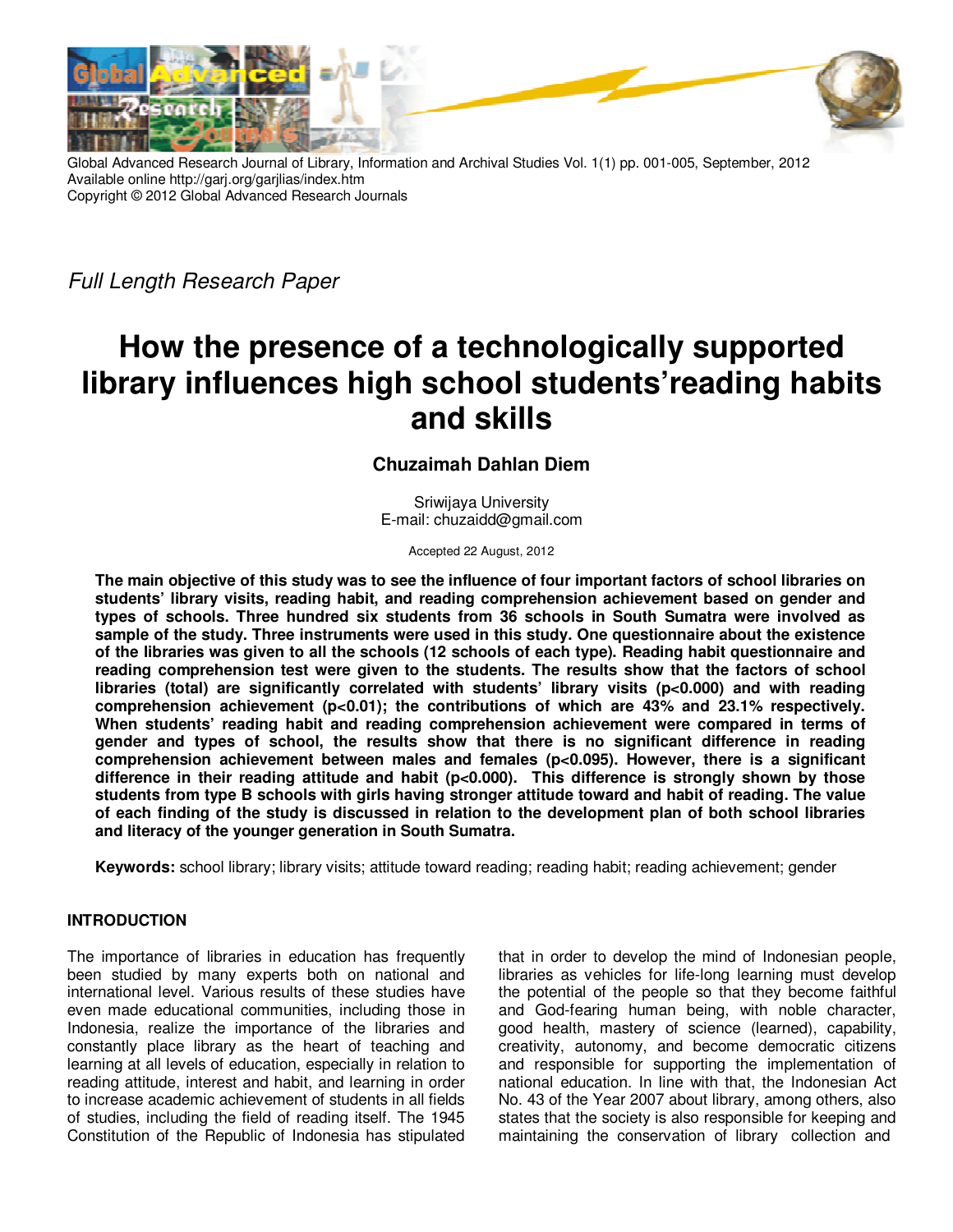Global Advanced Research Journal of Library, Information and Archival Studies Vol. 1(1) pp. 001-005, September, 2012
Available online http://garj.org/garjlias/index.htm
Copyright © 2012 Global Advanced Research Journals

*Full Length Research Paper*

# How the presence of a technologically supported library influences high school students'reading habits and skills

**Chuzaimah Dahlan Diem**

Sriwijaya University
E-mail: chuzaidd@gmail.com

Accepted 22 August, 2012

**The main objective of this study was to see the influence of four important factors of school libraries on students' library visits, reading habit, and reading comprehension achievement based on gender and types of schools. Three hundred six students from 36 schools in South Sumatra were involved as sample of the study. Three instruments were used in this study. One questionnaire about the existence of the libraries was given to all the schools (12 schools of each type). Reading habit questionnaire and reading comprehension test were given to the students. The results show that the factors of school libraries (total) are significantly correlated with students' library visits ($p<0.000$) and with reading comprehension achievement ($p<0.01$); the contributions of which are 43% and 23.1% respectively. When students' reading habit and reading comprehension achievement were compared in terms of gender and types of school, the results show that there is no significant difference in reading comprehension achievement between males and females ($p<0.095$). However, there is a significant difference in their reading attitude and habit ($p<0.000$). This difference is strongly shown by those students from type B schools with girls having stronger attitude toward and habit of reading. The value of each finding of the study is discussed in relation to the development plan of both school libraries and literacy of the younger generation in South Sumatra.**

**Keywords:** school library; library visits; attitude toward reading; reading habit; reading achievement; gender

## INTRODUCTION

The importance of libraries in education has frequently been studied by many experts both on national and international level. Various results of these studies have even made educational communities, including those in Indonesia, realize the importance of the libraries and constantly place library as the heart of teaching and learning at all levels of education, especially in relation to reading attitude, interest and habit, and learning in order to increase academic achievement of students in all fields of studies, including the field of reading itself. The 1945 Constitution of the Republic of Indonesia has stipulated that in order to develop the mind of Indonesian people, libraries as vehicles for life-long learning must develop the potential of the people so that they become faithful and God-fearing human being, with noble character, good health, mastery of science (learned), capability, creativity, autonomy, and become democratic citizens and responsible for supporting the implementation of national education. In line with that, the Indonesian Act No. 43 of the Year 2007 about library, among others, also states that the society is also responsible for keeping and maintaining the conservation of library collection and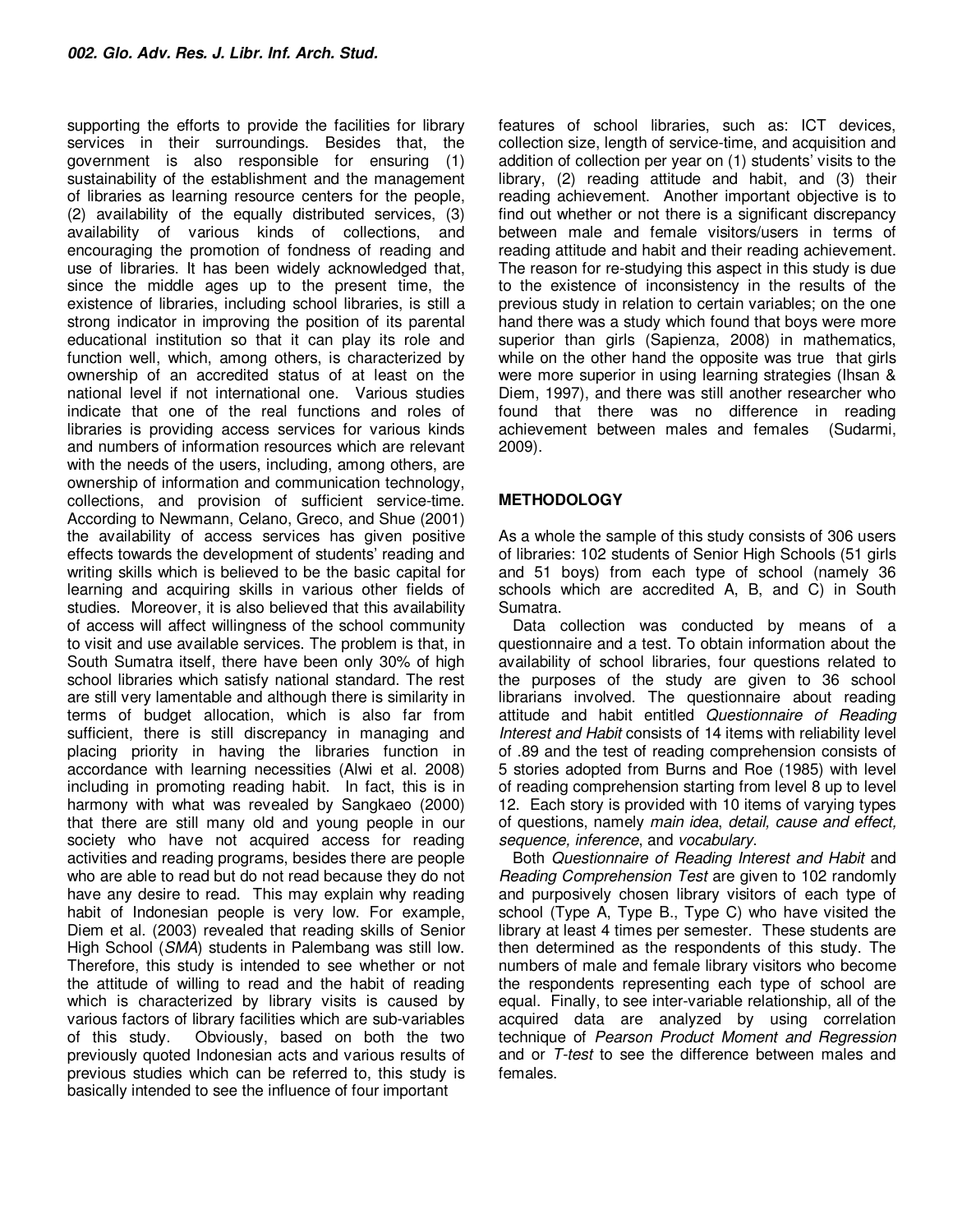supporting the efforts to provide the facilities for library services in their surroundings. Besides that, the government is also responsible for ensuring (1) sustainability of the establishment and the management of libraries as learning resource centers for the people, (2) availability of the equally distributed services, (3) availability of various kinds of collections, and encouraging the promotion of fondness of reading and use of libraries. It has been widely acknowledged that, since the middle ages up to the present time, the existence of libraries, including school libraries, is still a strong indicator in improving the position of its parental educational institution so that it can play its role and function well, which, among others, is characterized by ownership of an accredited status of at least on the national level if not international one. Various studies indicate that one of the real functions and roles of libraries is providing access services for various kinds and numbers of information resources which are relevant with the needs of the users, including, among others, are ownership of information and communication technology, collections, and provision of sufficient service-time. According to Newmann, Celano, Greco, and Shue (2001) the availability of access services has given positive effects towards the development of students' reading and writing skills which is believed to be the basic capital for learning and acquiring skills in various other fields of studies. Moreover, it is also believed that this availability of access will affect willingness of the school community to visit and use available services. The problem is that, in South Sumatra itself, there have been only 30% of high school libraries which satisfy national standard. The rest are still very lamentable and although there is similarity in terms of budget allocation, which is also far from sufficient, there is still discrepancy in managing and placing priority in having the libraries function in accordance with learning necessities (Alwi et al. 2008) including in promoting reading habit. In fact, this is in harmony with what was revealed by Sangkaeo (2000) that there are still many old and young people in our society who have not acquired access for reading activities and reading programs, besides there are people who are able to read but do not read because they do not have any desire to read. This may explain why reading habit of Indonesian people is very low. For example, Diem et al. (2003) revealed that reading skills of Senior High School (*SMA*) students in Palembang was still low. Therefore, this study is intended to see whether or not the attitude of willing to read and the habit of reading which is characterized by library visits is caused by various factors of library facilities which are sub-variables of this study. Obviously, based on both the two previously quoted Indonesian acts and various results of previous studies which can be referred to, this study is basically intended to see the influence of four important features of school libraries, such as: ICT devices, collection size, length of service-time, and acquisition and addition of collection per year on (1) students' visits to the library, (2) reading attitude and habit, and (3) their reading achievement. Another important objective is to find out whether or not there is a significant discrepancy between male and female visitors/users in terms of reading attitude and habit and their reading achievement. The reason for re-studying this aspect in this study is due to the existence of inconsistency in the results of the previous study in relation to certain variables; on the one hand there was a study which found that boys were more superior than girls (Sapienza, 2008) in mathematics, while on the other hand the opposite was true that girls were more superior in using learning strategies (Ihsan & Diem, 1997), and there was still another researcher who found that there was no difference in reading achievement between males and females (Sudarmi, 2009).

## METHODOLOGY

As a whole the sample of this study consists of 306 users of libraries: 102 students of Senior High Schools (51 girls and 51 boys) from each type of school (namely 36 schools which are accredited A, B, and C) in South Sumatra.

Data collection was conducted by means of a questionnaire and a test. To obtain information about the availability of school libraries, four questions related to the purposes of the study are given to 36 school librarians involved. The questionnaire about reading attitude and habit entitled *Questionnaire of Reading Interest and Habit* consists of 14 items with reliability level of .89 and the test of reading comprehension consists of 5 stories adopted from Burns and Roe (1985) with level of reading comprehension starting from level 8 up to level 12. Each story is provided with 10 items of varying types of questions, namely *main idea*, *detail, cause and effect, sequence, inference*, and *vocabulary*.

Both *Questionnaire of Reading Interest and Habit* and *Reading Comprehension Test* are given to 102 randomly and purposively chosen library visitors of each type of school (Type A, Type B., Type C) who have visited the library at least 4 times per semester. These students are then determined as the respondents of this study. The numbers of male and female library visitors who become the respondents representing each type of school are equal. Finally, to see inter-variable relationship, all of the acquired data are analyzed by using correlation technique of *Pearson Product Moment and Regression* and or *T-test* to see the difference between males and females.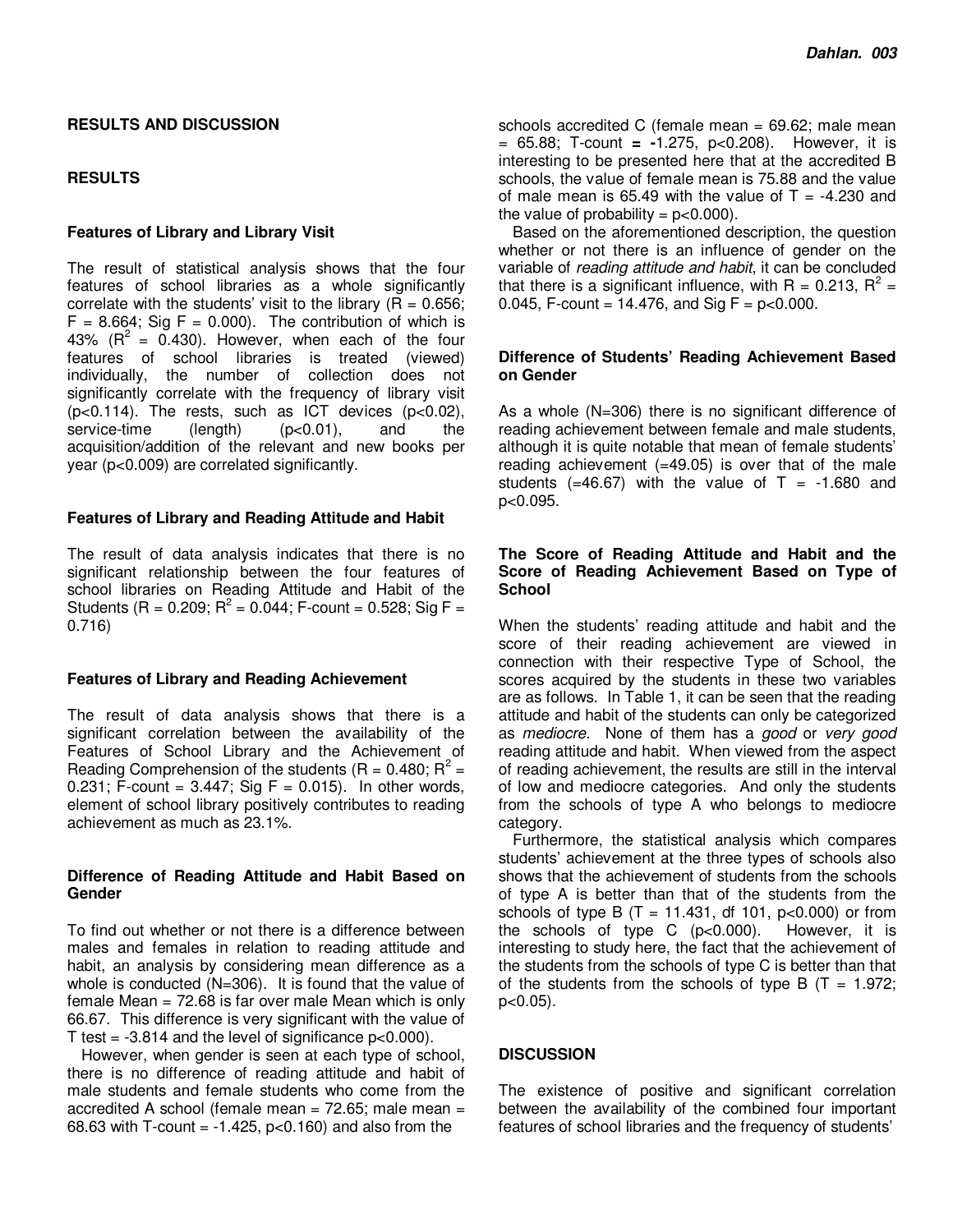## RESULTS AND DISCUSSION

### RESULTS

#### Features of Library and Library Visit

The result of statistical analysis shows that the four features of school libraries as a whole significantly correlate with the students' visit to the library ($R = 0.656$; $F = 8.664$; Sig $F = 0.000$). The contribution of which is 43% ($R^2 = 0.430$). However, when each of the four features of school libraries is treated (viewed) individually, the number of collection does not significantly correlate with the frequency of library visit ($p<0.114$). The rests, such as ICT devices ($p<0.02$), service-time (length) ($p<0.01$), and the acquisition/addition of the relevant and new books per year ($p<0.009$) are correlated significantly.

#### Features of Library and Reading Attitude and Habit

The result of data analysis indicates that there is no significant relationship between the four features of school libraries on Reading Attitude and Habit of the Students ($R = 0.209$; $R^2 = 0.044$; F-count = 0.528; Sig $F = 0.716$)

#### Features of Library and Reading Achievement

The result of data analysis shows that there is a significant correlation between the availability of the Features of School Library and the Achievement of Reading Comprehension of the students ($R = 0.480$; $R^2 = 0.231$; F-count = 3.447; Sig $F = 0.015$). In other words, element of school library positively contributes to reading achievement as much as 23.1%.

#### Difference of Reading Attitude and Habit Based on Gender

To find out whether or not there is a difference between males and females in relation to reading attitude and habit, an analysis by considering mean difference as a whole is conducted (N=306). It is found that the value of female Mean = 72.68 is far over male Mean which is only 66.67. This difference is very significant with the value of T test = -3.814 and the level of significance $p<0.000$).

However, when gender is seen at each type of school, there is no difference of reading attitude and habit of male students and female students who come from the accredited A school (female mean = 72.65; male mean = 68.63 with T-count = -1.425, $p<0.160$) and also from the schools accredited C (female mean = 69.62; male mean = 65.88; T-count **= -**1.275, $p<0.208$). However, it is interesting to be presented here that at the accredited B schools, the value of female mean is 75.88 and the value of male mean is 65.49 with the value of $T = -4.230$ and the value of probability = $p<0.000$).

Based on the aforementioned description, the question whether or not there is an influence of gender on the variable of *reading attitude and habit*, it can be concluded that there is a significant influence, with $R = 0.213$, $R^2 = 0.045$, F-count = 14.476, and Sig $F = p<0.000$.

#### Difference of Students' Reading Achievement Based on Gender

As a whole (N=306) there is no significant difference of reading achievement between female and male students, although it is quite notable that mean of female students' reading achievement (=49.05) is over that of the male students (=46.67) with the value of $T = -1.680$ and $p<0.095$.

#### The Score of Reading Attitude and Habit and the Score of Reading Achievement Based on Type of School

When the students' reading attitude and habit and the score of their reading achievement are viewed in connection with their respective Type of School, the scores acquired by the students in these two variables are as follows. In Table 1, it can be seen that the reading attitude and habit of the students can only be categorized as *mediocre*. None of them has a *good* or *very good* reading attitude and habit. When viewed from the aspect of reading achievement, the results are still in the interval of low and mediocre categories. And only the students from the schools of type A who belongs to mediocre category.

Furthermore, the statistical analysis which compares students' achievement at the three types of schools also shows that the achievement of students from the schools of type A is better than that of the students from the schools of type B ($T = 11.431$, df 101, $p<0.000$) or from the schools of type C ($p<0.000$). However, it is interesting to study here, the fact that the achievement of the students from the schools of type C is better than that of the students from the schools of type B ($T = 1.972$; $p<0.05$).

### DISCUSSION

The existence of positive and significant correlation between the availability of the combined four important features of school libraries and the frequency of students'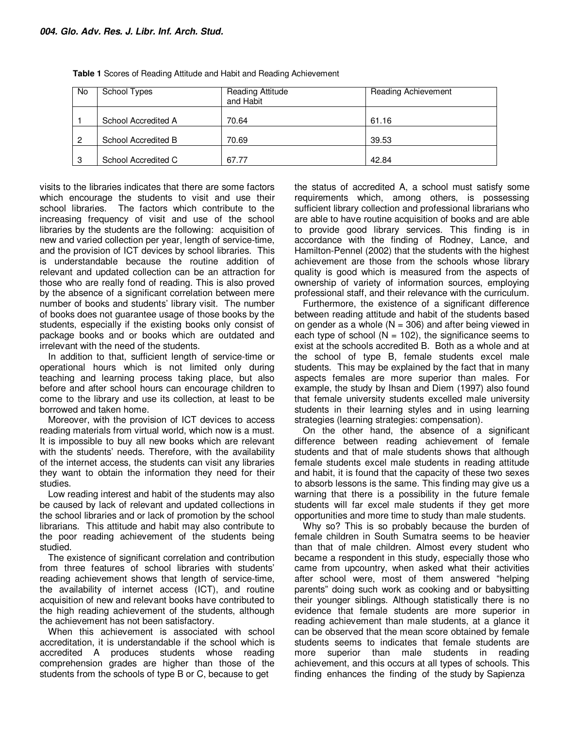**Table 1** Scores of Reading Attitude and Habit and Reading Achievement

| No | School Types | Reading Attitude and Habit | Reading Achievement |
|---|---|---|---|
| 1 | School Accredited A | 70.64 | 61.16 |
| 2 | School Accredited B | 70.69 | 39.53 |
| 3 | School Accredited C | 67.77 | 42.84 |

visits to the libraries indicates that there are some factors which encourage the students to visit and use their school libraries. The factors which contribute to the increasing frequency of visit and use of the school libraries by the students are the following: acquisition of new and varied collection per year, length of service-time, and the provision of ICT devices by school libraries. This is understandable because the routine addition of relevant and updated collection can be an attraction for those who are really fond of reading. This is also proved by the absence of a significant correlation between mere number of books and students' library visit. The number of books does not guarantee usage of those books by the students, especially if the existing books only consist of package books and or books which are outdated and irrelevant with the need of the students.

In addition to that, sufficient length of service-time or operational hours which is not limited only during teaching and learning process taking place, but also before and after school hours can encourage children to come to the library and use its collection, at least to be borrowed and taken home.

Moreover, with the provision of ICT devices to access reading materials from virtual world, which now is a must. It is impossible to buy all new books which are relevant with the students' needs. Therefore, with the availability of the internet access, the students can visit any libraries they want to obtain the information they need for their studies.

Low reading interest and habit of the students may also be caused by lack of relevant and updated collections in the school libraries and or lack of promotion by the school librarians. This attitude and habit may also contribute to the poor reading achievement of the students being studied.

The existence of significant correlation and contribution from three features of school libraries with students' reading achievement shows that length of service-time, the availability of internet access (ICT), and routine acquisition of new and relevant books have contributed to the high reading achievement of the students, although the achievement has not been satisfactory.

When this achievement is associated with school accreditation, it is understandable if the school which is accredited A produces students whose reading comprehension grades are higher than those of the students from the schools of type B or C, because to get the status of accredited A, a school must satisfy some requirements which, among others, is possessing sufficient library collection and professional librarians who are able to have routine acquisition of books and are able to provide good library services. This finding is in accordance with the finding of Rodney, Lance, and Hamilton-Pennel (2002) that the students with the highest achievement are those from the schools whose library quality is good which is measured from the aspects of ownership of variety of information sources, employing professional staff, and their relevance with the curriculum.

Furthermore, the existence of a significant difference between reading attitude and habit of the students based on gender as a whole ($N = 306$) and after being viewed in each type of school ($N = 102$), the significance seems to exist at the schools accredited B. Both as a whole and at the school of type B, female students excel male students. This may be explained by the fact that in many aspects females are more superior than males. For example, the study by Ihsan and Diem (1997) also found that female university students excelled male university students in their learning styles and in using learning strategies (learning strategies: compensation).

On the other hand, the absence of a significant difference between reading achievement of female students and that of male students shows that although female students excel male students in reading attitude and habit, it is found that the capacity of these two sexes to absorb lessons is the same. This finding may give us a warning that there is a possibility in the future female students will far excel male students if they get more opportunities and more time to study than male students.

Why so? This is so probably because the burden of female children in South Sumatra seems to be heavier than that of male children. Almost every student who became a respondent in this study, especially those who came from upcountry, when asked what their activities after school were, most of them answered "helping parents" doing such work as cooking and or babysitting their younger siblings. Although statistically there is no evidence that female students are more superior in reading achievement than male students, at a glance it can be observed that the mean score obtained by female students seems to indicates that female students are more superior than male students in reading achievement, and this occurs at all types of schools. This finding enhances the finding of the study by Sapienza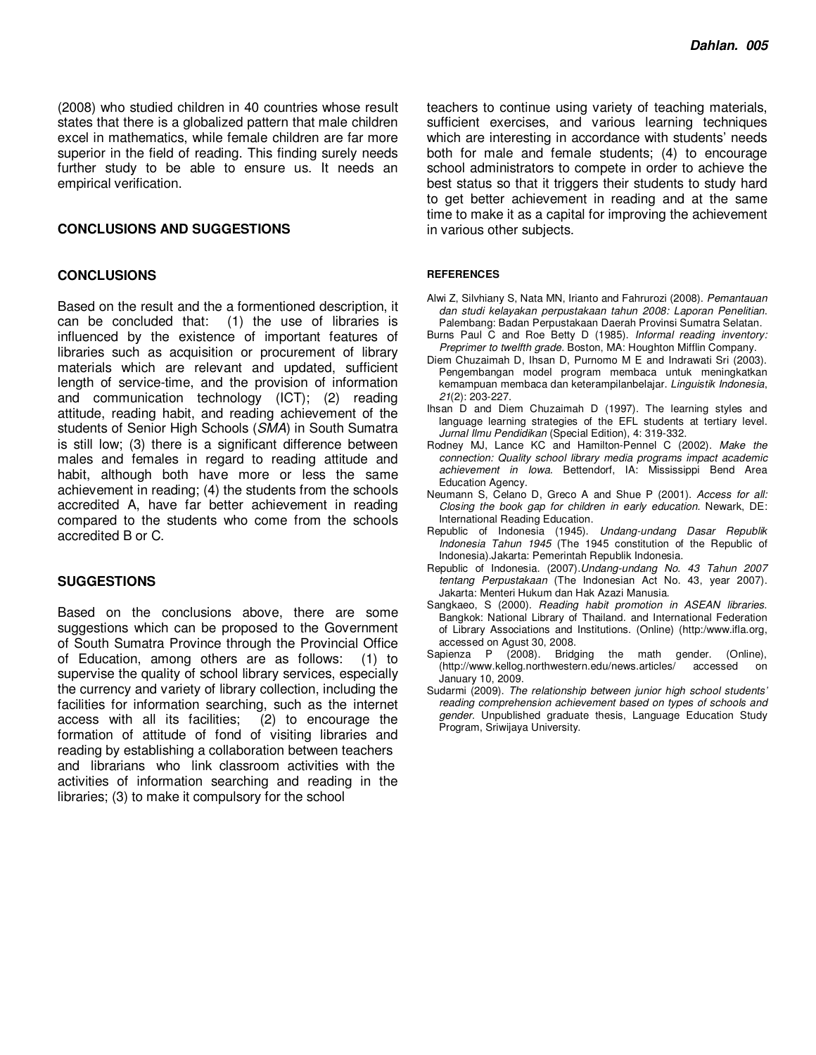(2008) who studied children in 40 countries whose result states that there is a globalized pattern that male children excel in mathematics, while female children are far more superior in the field of reading. This finding surely needs further study to be able to ensure us. It needs an empirical verification.

## CONCLUSIONS AND SUGGESTIONS

### CONCLUSIONS

Based on the result and the a formentioned description, it can be concluded that: (1) the use of libraries is influenced by the existence of important features of libraries such as acquisition or procurement of library materials which are relevant and updated, sufficient length of service-time, and the provision of information and communication technology (ICT); (2) reading attitude, reading habit, and reading achievement of the students of Senior High Schools (*SMA*) in South Sumatra is still low; (3) there is a significant difference between males and females in regard to reading attitude and habit, although both have more or less the same achievement in reading; (4) the students from the schools accredited A, have far better achievement in reading compared to the students who come from the schools accredited B or C.

### SUGGESTIONS

Based on the conclusions above, there are some suggestions which can be proposed to the Government of South Sumatra Province through the Provincial Office of Education, among others are as follows: (1) to supervise the quality of school library services, especially the currency and variety of library collection, including the facilities for information searching, such as the internet access with all its facilities; (2) to encourage the formation of attitude of fond of visiting libraries and reading by establishing a collaboration between teachers and librarians who link classroom activities with the activities of information searching and reading in the libraries; (3) to make it compulsory for the school teachers to continue using variety of teaching materials, sufficient exercises, and various learning techniques which are interesting in accordance with students' needs both for male and female students; (4) to encourage school administrators to compete in order to achieve the best status so that it triggers their students to study hard to get better achievement in reading and at the same time to make it as a capital for improving the achievement in various other subjects.

## REFERENCES

Alwi Z, Silvhiany S, Nata MN, Irianto and Fahrurozi (2008). *Pemantauan dan studi kelayakan perpustakaan tahun 2008: Laporan Penelitian*. Palembang: Badan Perpustakaan Daerah Provinsi Sumatra Selatan.

Burns Paul C and Roe Betty D (1985). *Informal reading inventory: Preprimer to twelfth grade*. Boston, MA: Houghton Mifflin Company.

Diem Chuzaimah D, Ihsan D, Purnomo M E and Indrawati Sri (2003). Pengembangan model program membaca untuk meningkatkan kemampuan membaca dan keterampilanbelajar. *Linguistik Indonesia*, *21*(2): 203-227.

Ihsan D and Diem Chuzaimah D (1997). The learning styles and language learning strategies of the EFL students at tertiary level. *Jurnal Ilmu Pendidikan* (Special Edition), 4: 319-332.

Rodney MJ, Lance KC and Hamilton-Pennel C (2002). *Make the connection: Quality school library media programs impact academic achievement in Iowa*. Bettendorf, IA: Mississippi Bend Area Education Agency.

Neumann S, Celano D, Greco A and Shue P (2001). *Access for all: Closing the book gap for children in early education*. Newark, DE: International Reading Education.

Republic of Indonesia (1945). *Undang-undang Dasar Republik Indonesia Tahun 1945* (The 1945 constitution of the Republic of Indonesia).Jakarta: Pemerintah Republik Indonesia.

Republic of Indonesia. (2007).*Undang-undang No. 43 Tahun 2007 tentang Perpustakaan* (The Indonesian Act No. 43, year 2007). Jakarta: Menteri Hukum dan Hak Azazi Manusia.

Sangkaeo, S (2000). *Reading habit promotion in ASEAN libraries*. Bangkok: National Library of Thailand. and International Federation of Library Associations and Institutions. (Online) (http:/www.ifla.org, accessed on Agust 30, 2008.

Sapienza P (2008). Bridging the math gender. (Online), (http://www.kellog.northwestern.edu/news.articles/ accessed on January 10, 2009.

Sudarmi (2009). *The relationship between junior high school students' reading comprehension achievement based on types of schools and gender*. Unpublished graduate thesis, Language Education Study Program, Sriwijaya University.